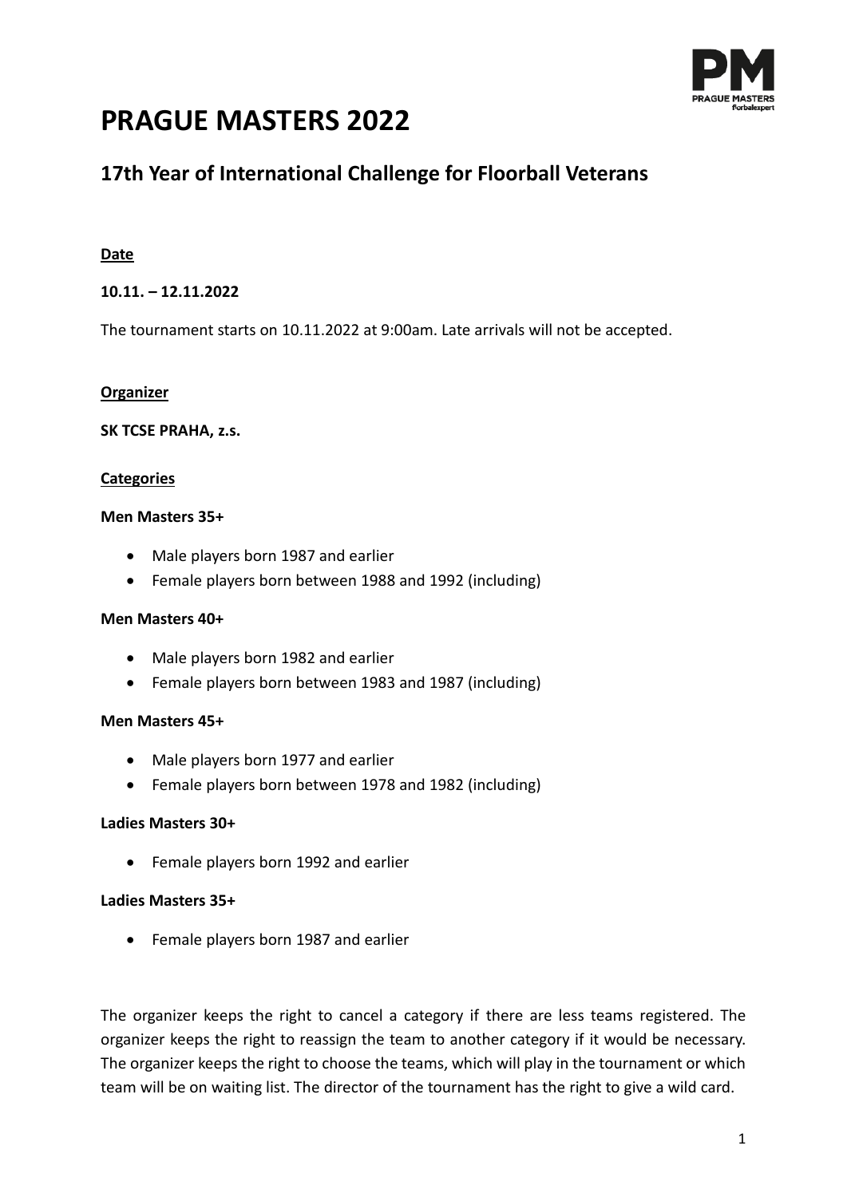# PRAGUE MASTERS 2022

## 17th Year of International Challenge for Floorball Veterans

**Date**

**10.11. – 12.11.2022**

The tournament starts on 10.11.2022 at 9:00am. Late arrivals will not be accepted.

**Organizer**

**SK TCSE PRAHA, z.s.**

**Categories**

**Men Masters 35+**

- Male players born 1987 and earlier
- Female players born between 1988 and 1992 (including)

**Men Masters 40+**

- Male players born 1982 and earlier
- Female players born between 1983 and 1987 (including)

**Men Masters 45+**

- Male players born 1977 and earlier
- Female players born between 1978 and 1982 (including)

**Ladies Masters 30+**

- Female players born 1992 and earlier

**Ladies Masters 35+**

- Female players born 1987 and earlier

The organizer keeps the right to cancel a category if there are less teams registered. The organizer keeps the right to reassign the team to another category if it would be necessary. The organizer keeps the right to choose the teams, which will play in the tournament or which team will be on waiting list. The director of the tournament has the right to give a wild card.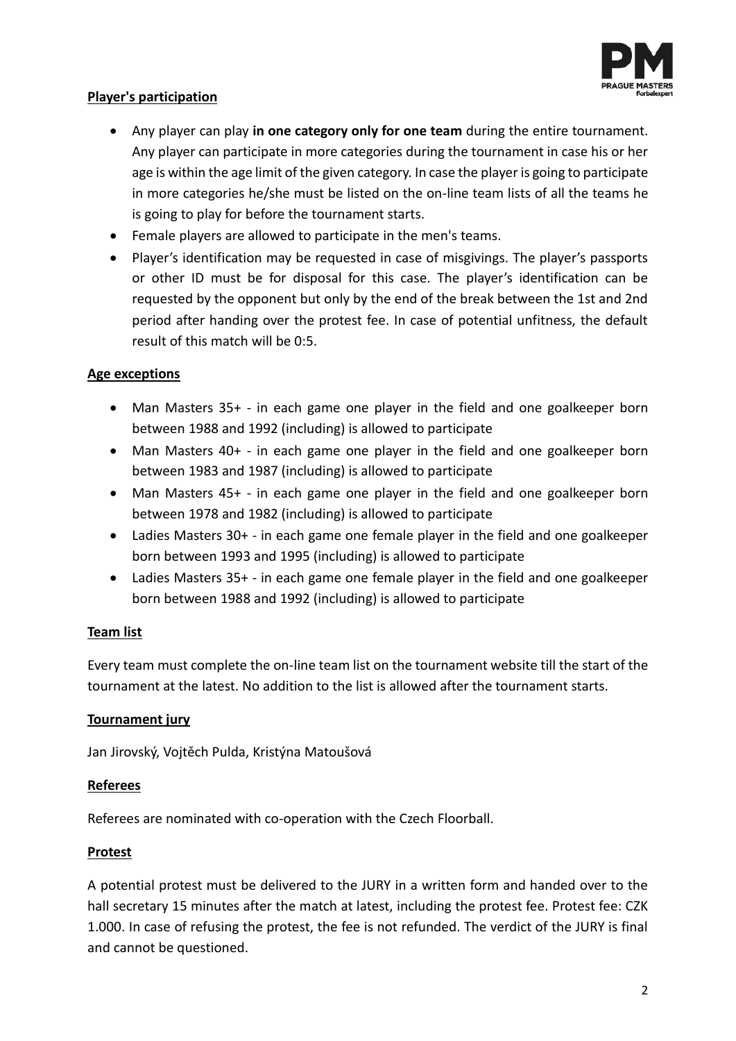**Player's participation**

- Any player can play **in one category only for one team** during the entire tournament. Any player can participate in more categories during the tournament in case his or her age is within the age limit of the given category. In case the player is going to participate in more categories he/she must be listed on the on-line team lists of all the teams he is going to play for before the tournament starts.
- Female players are allowed to participate in the men's teams.
- Player's identification may be requested in case of misgivings. The player's passports or other ID must be for disposal for this case. The player's identification can be requested by the opponent but only by the end of the break between the 1st and 2nd period after handing over the protest fee. In case of potential unfitness, the default result of this match will be 0:5.

**Age exceptions**

- Man Masters 35+ - in each game one player in the field and one goalkeeper born between 1988 and 1992 (including) is allowed to participate
- Man Masters 40+ - in each game one player in the field and one goalkeeper born between 1983 and 1987 (including) is allowed to participate
- Man Masters 45+ - in each game one player in the field and one goalkeeper born between 1978 and 1982 (including) is allowed to participate
- Ladies Masters 30+ - in each game one female player in the field and one goalkeeper born between 1993 and 1995 (including) is allowed to participate
- Ladies Masters 35+ - in each game one female player in the field and one goalkeeper born between 1988 and 1992 (including) is allowed to participate

**Team list**

Every team must complete the on-line team list on the tournament website till the start of the tournament at the latest. No addition to the list is allowed after the tournament starts.

**Tournament jury**

Jan Jirovský, Vojtěch Pulda, Kristýna Matoušová

**Referees**

Referees are nominated with co-operation with the Czech Floorball.

**Protest**

A potential protest must be delivered to the JURY in a written form and handed over to the hall secretary 15 minutes after the match at latest, including the protest fee. Protest fee: CZK 1.000. In case of refusing the protest, the fee is not refunded. The verdict of the JURY is final and cannot be questioned.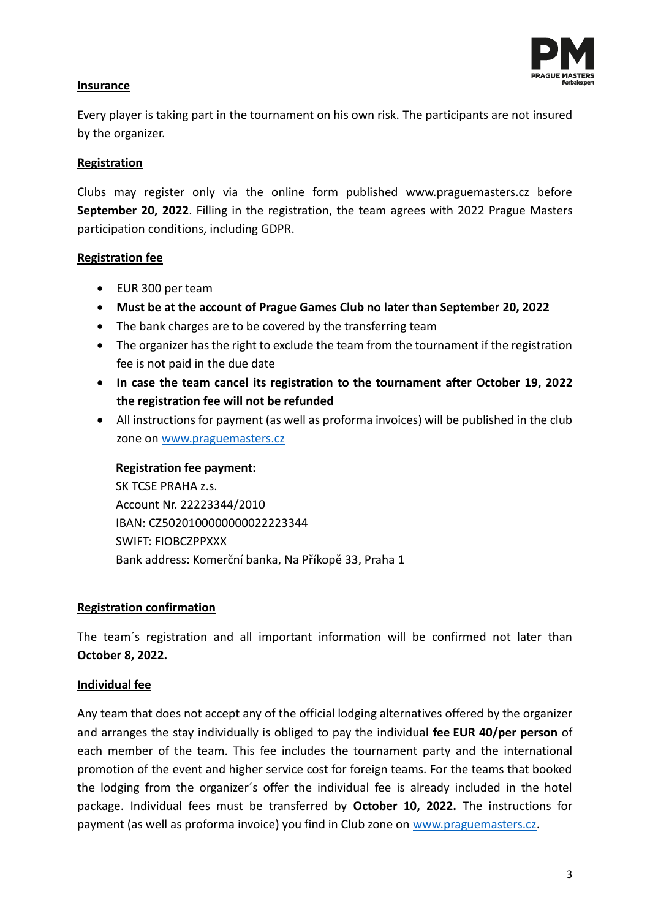## Insurance

Every player is taking part in the tournament on his own risk. The participants are not insured by the organizer.

## Registration

Clubs may register only via the online form published www.praguemasters.cz before **September 20, 2022**. Filling in the registration, the team agrees with 2022 Prague Masters participation conditions, including GDPR.

## Registration fee

- EUR 300 per team
- **Must be at the account of Prague Games Club no later than September 20, 2022**
- The bank charges are to be covered by the transferring team
- The organizer has the right to exclude the team from the tournament if the registration fee is not paid in the due date
- **In case the team cancel its registration to the tournament after October 19, 2022 the registration fee will not be refunded**
- All instructions for payment (as well as proforma invoices) will be published in the club zone on www.praguemasters.cz

**Registration fee payment:**
SK TCSE PRAHA z.s.
Account Nr. 22223344/2010
IBAN: CZ5020100000000022223344
SWIFT: FIOBCZPPXXX
Bank address: Komerční banka, Na Příkopě 33, Praha 1

## Registration confirmation

The team´s registration and all important information will be confirmed not later than **October 8, 2022.**

## Individual fee

Any team that does not accept any of the official lodging alternatives offered by the organizer and arranges the stay individually is obliged to pay the individual **fee EUR 40/per person** of each member of the team. This fee includes the tournament party and the international promotion of the event and higher service cost for foreign teams. For the teams that booked the lodging from the organizer´s offer the individual fee is already included in the hotel package. Individual fees must be transferred by **October 10, 2022.** The instructions for payment (as well as proforma invoice) you find in Club zone on www.praguemasters.cz.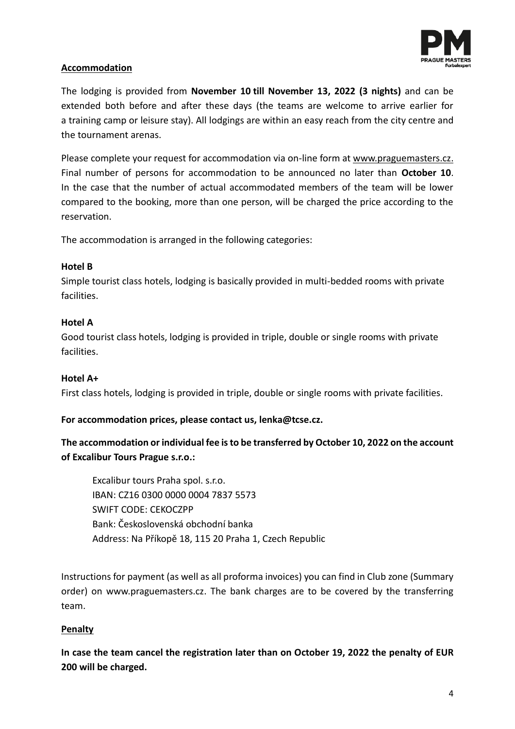## Accommodation

The lodging is provided from **November 10 till November 13, 2022 (3 nights)** and can be extended both before and after these days (the teams are welcome to arrive earlier for a training camp or leisure stay). All lodgings are within an easy reach from the city centre and the tournament arenas.

Please complete your request for accommodation via on-line form at www.praguemasters.cz. Final number of persons for accommodation to be announced no later than **October 10**. In the case that the number of actual accommodated members of the team will be lower compared to the booking, more than one person, will be charged the price according to the reservation.

The accommodation is arranged in the following categories:

**Hotel B**
Simple tourist class hotels, lodging is basically provided in multi-bedded rooms with private facilities.

**Hotel A**
Good tourist class hotels, lodging is provided in triple, double or single rooms with private facilities.

**Hotel A+**
First class hotels, lodging is provided in triple, double or single rooms with private facilities.

**For accommodation prices, please contact us, lenka@tcse.cz.**

**The accommodation or individual fee is to be transferred by October 10, 2022 on the account of Excalibur Tours Prague s.r.o.:**

Excalibur tours Praha spol. s.r.o.
IBAN: CZ16 0300 0000 0004 7837 5573
SWIFT CODE: CEKOCZPP
Bank: Československá obchodní banka
Address: Na Příkopě 18, 115 20 Praha 1, Czech Republic

Instructions for payment (as well as all proforma invoices) you can find in Club zone (Summary order) on www.praguemasters.cz. The bank charges are to be covered by the transferring team.

## Penalty

**In case the team cancel the registration later than on October 19, 2022 the penalty of EUR 200 will be charged.**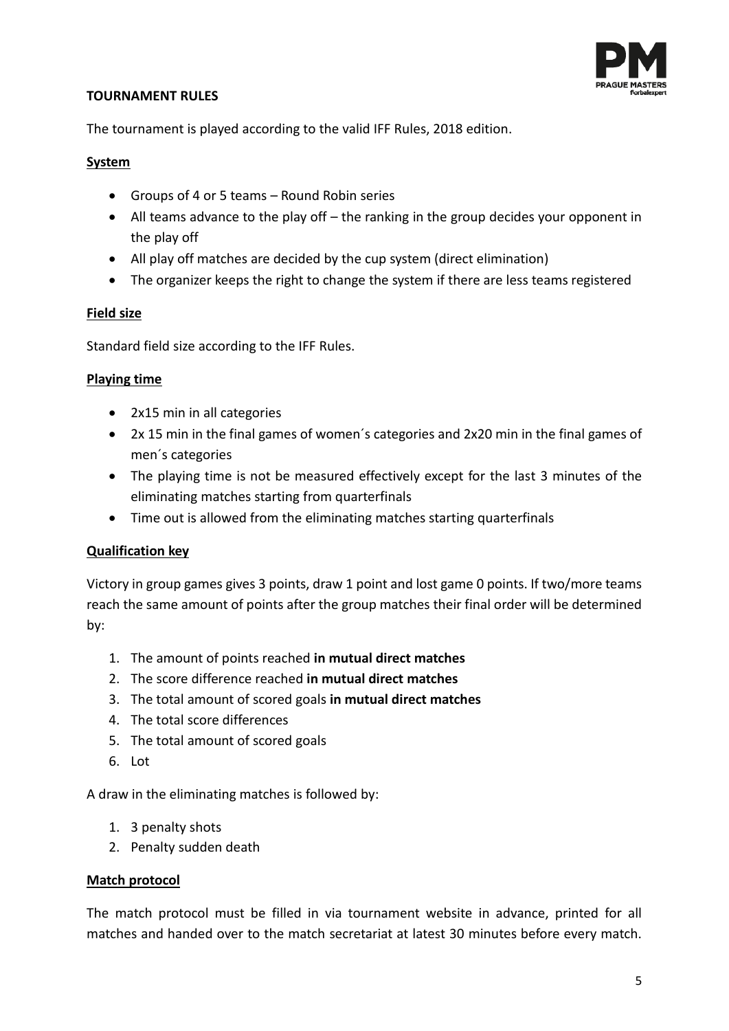**TOURNAMENT RULES**

The tournament is played according to the valid IFF Rules, 2018 edition.

**System**

- Groups of 4 or 5 teams – Round Robin series
- All teams advance to the play off – the ranking in the group decides your opponent in the play off
- All play off matches are decided by the cup system (direct elimination)
- The organizer keeps the right to change the system if there are less teams registered

**Field size**

Standard field size according to the IFF Rules.

**Playing time**

- 2x15 min in all categories
- 2x 15 min in the final games of women´s categories and 2x20 min in the final games of men´s categories
- The playing time is not be measured effectively except for the last 3 minutes of the eliminating matches starting from quarterfinals
- Time out is allowed from the eliminating matches starting quarterfinals

**Qualification key**

Victory in group games gives 3 points, draw 1 point and lost game 0 points. If two/more teams reach the same amount of points after the group matches their final order will be determined by:

1. The amount of points reached **in mutual direct matches**
2. The score difference reached **in mutual direct matches**
3. The total amount of scored goals **in mutual direct matches**
4. The total score differences
5. The total amount of scored goals
6. Lot

A draw in the eliminating matches is followed by:

1. 3 penalty shots
2. Penalty sudden death

**Match protocol**

The match protocol must be filled in via tournament website in advance, printed for all matches and handed over to the match secretariat at latest 30 minutes before every match.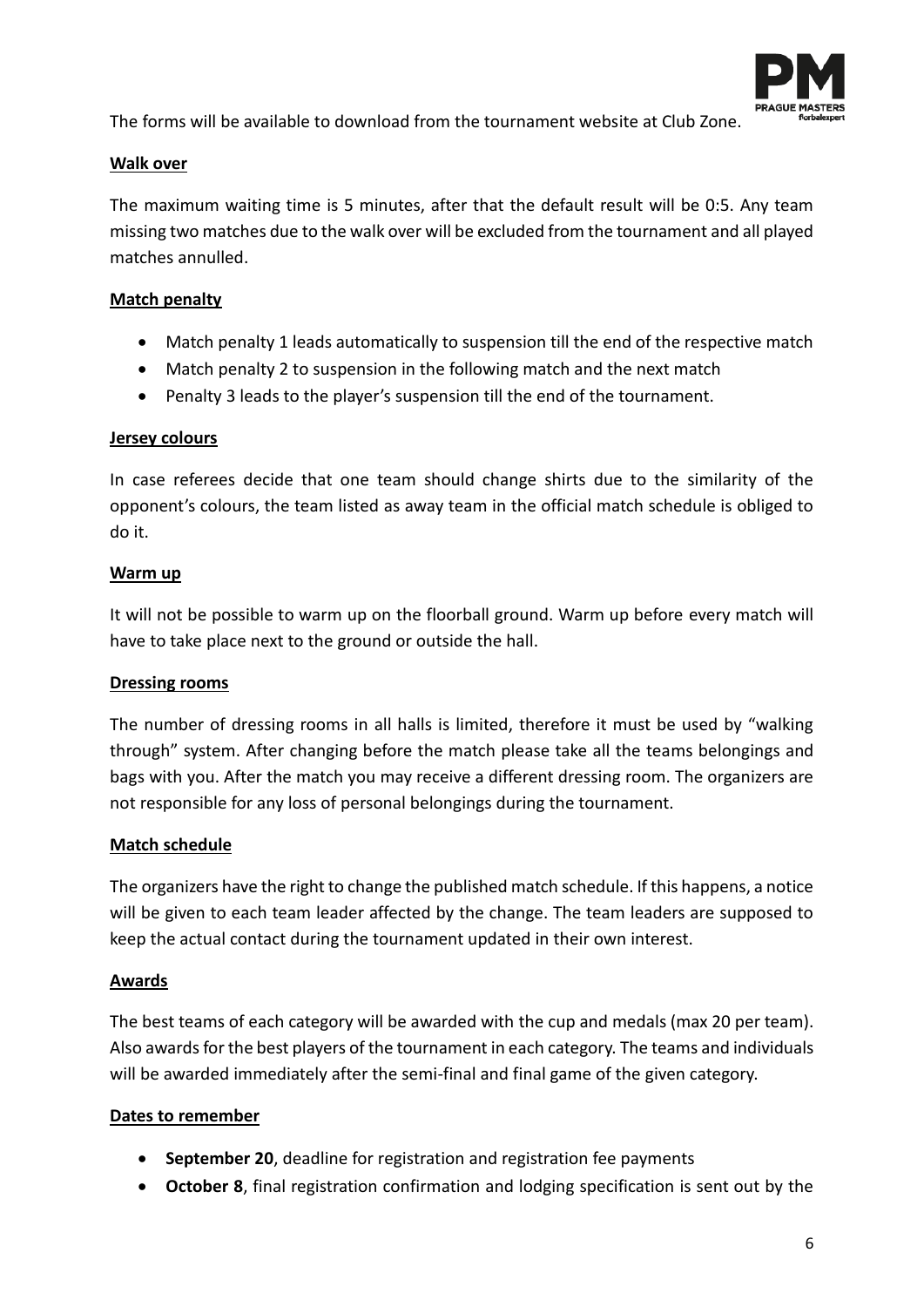The forms will be available to download from the tournament website at Club Zone.

**Walk over**

The maximum waiting time is 5 minutes, after that the default result will be 0:5. Any team missing two matches due to the walk over will be excluded from the tournament and all played matches annulled.

**Match penalty**

- Match penalty 1 leads automatically to suspension till the end of the respective match
- Match penalty 2 to suspension in the following match and the next match
- Penalty 3 leads to the player's suspension till the end of the tournament.

**Jersey colours**

In case referees decide that one team should change shirts due to the similarity of the opponent's colours, the team listed as away team in the official match schedule is obliged to do it.

**Warm up**

It will not be possible to warm up on the floorball ground. Warm up before every match will have to take place next to the ground or outside the hall.

**Dressing rooms**

The number of dressing rooms in all halls is limited, therefore it must be used by "walking through" system. After changing before the match please take all the teams belongings and bags with you. After the match you may receive a different dressing room. The organizers are not responsible for any loss of personal belongings during the tournament.

**Match schedule**

The organizers have the right to change the published match schedule. If this happens, a notice will be given to each team leader affected by the change. The team leaders are supposed to keep the actual contact during the tournament updated in their own interest.

**Awards**

The best teams of each category will be awarded with the cup and medals (max 20 per team). Also awards for the best players of the tournament in each category. The teams and individuals will be awarded immediately after the semi-final and final game of the given category.

**Dates to remember**

- **September 20**, deadline for registration and registration fee payments
- **October 8**, final registration confirmation and lodging specification is sent out by the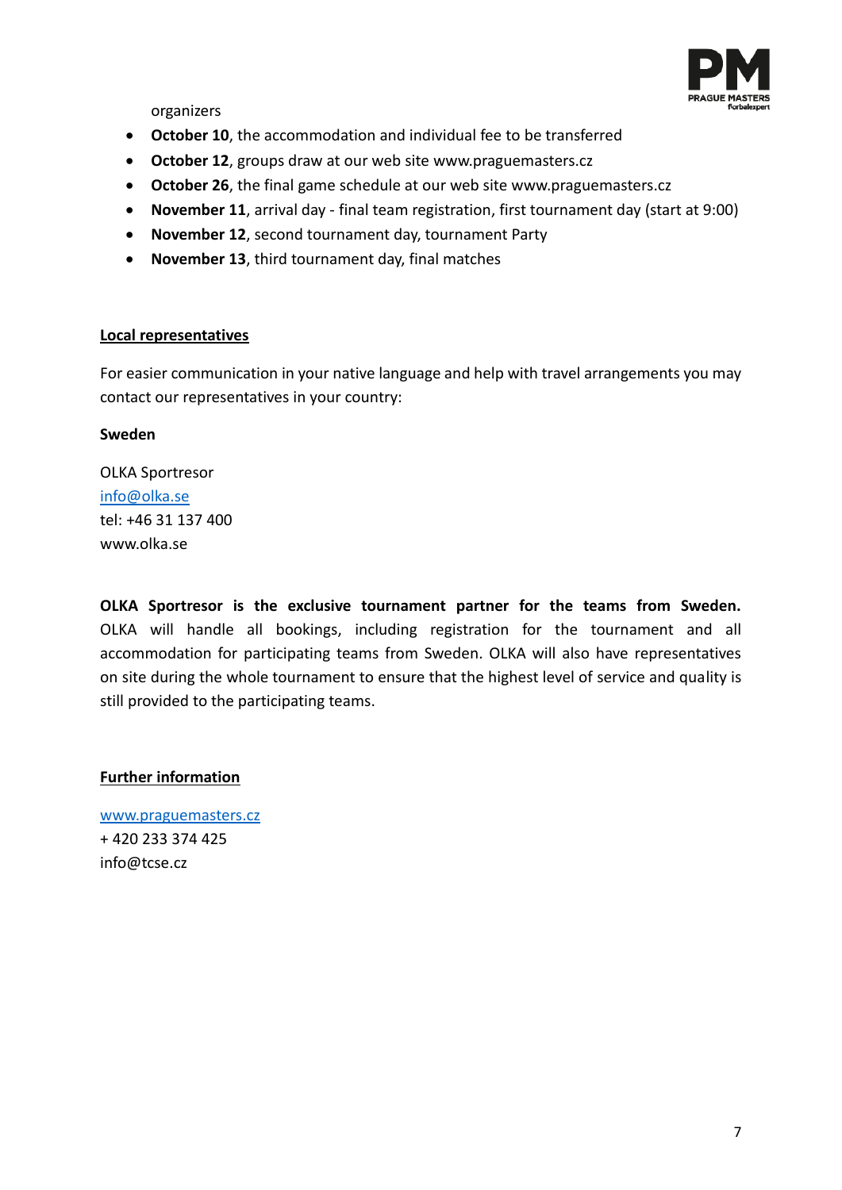organizers

- **October 10**, the accommodation and individual fee to be transferred
- **October 12**, groups draw at our web site www.praguemasters.cz
- **October 26**, the final game schedule at our web site www.praguemasters.cz
- **November 11**, arrival day - final team registration, first tournament day (start at 9:00)
- **November 12**, second tournament day, tournament Party
- **November 13**, third tournament day, final matches

## Local representatives

For easier communication in your native language and help with travel arrangements you may contact our representatives in your country:

**Sweden**

OLKA Sportresor
info@olka.se
tel: +46 31 137 400
www.olka.se

**OLKA Sportresor is the exclusive tournament partner for the teams from Sweden.** OLKA will handle all bookings, including registration for the tournament and all accommodation for participating teams from Sweden. OLKA will also have representatives on site during the whole tournament to ensure that the highest level of service and quality is still provided to the participating teams.

## Further information

www.praguemasters.cz
+ 420 233 374 425
info@tcse.cz